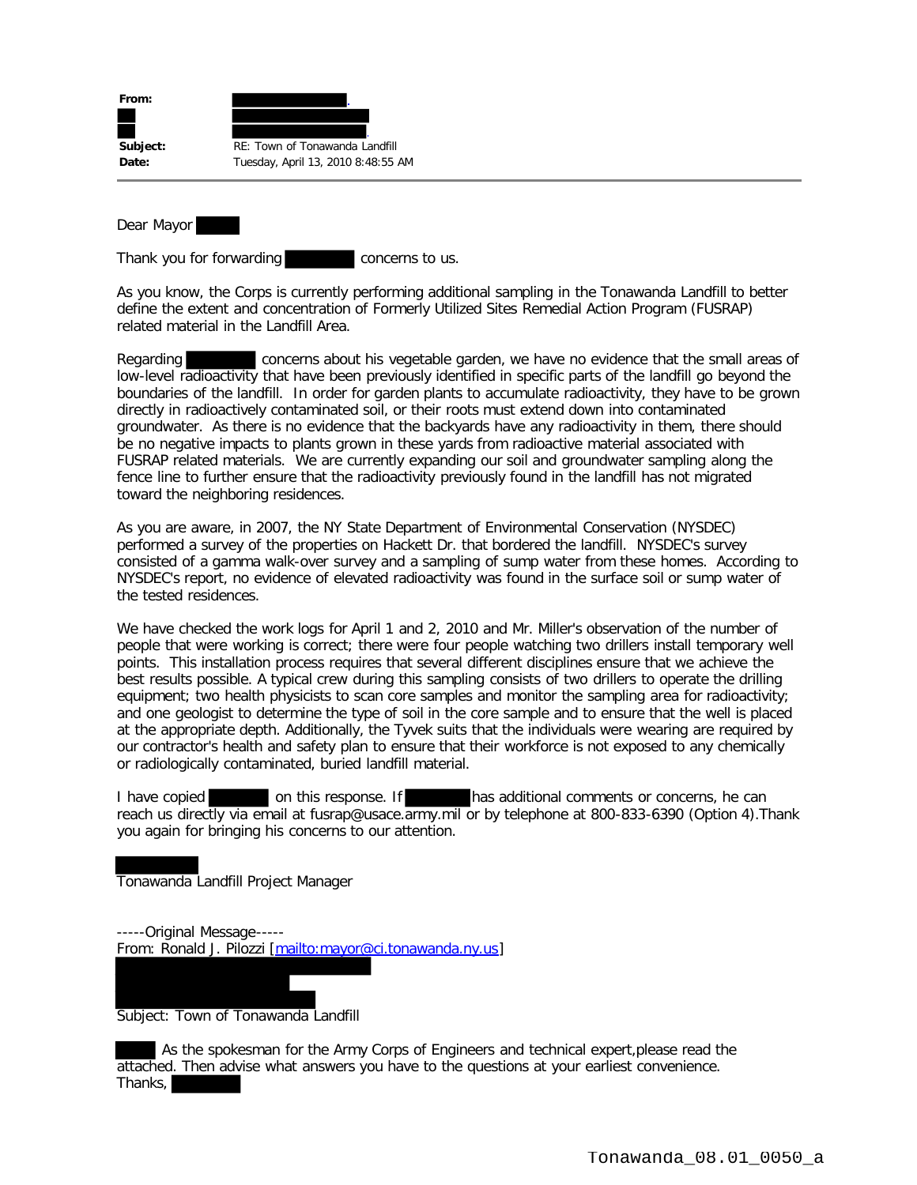**From:**
**Subject:** RE: Town of Tonawanda Landfill
**Date:** Tuesday, April 13, 2010 8:48:55 AM

---

Dear Mayor

Thank you for forwarding concerns to us.

As you know, the Corps is currently performing additional sampling in the Tonawanda Landfill to better define the extent and concentration of Formerly Utilized Sites Remedial Action Program (FUSRAP) related material in the Landfill Area.

Regarding concerns about his vegetable garden, we have no evidence that the small areas of low-level radioactivity that have been previously identified in specific parts of the landfill go beyond the boundaries of the landfill. In order for garden plants to accumulate radioactivity, they have to be grown directly in radioactively contaminated soil, or their roots must extend down into contaminated groundwater. As there is no evidence that the backyards have any radioactivity in them, there should be no negative impacts to plants grown in these yards from radioactive material associated with FUSRAP related materials. We are currently expanding our soil and groundwater sampling along the fence line to further ensure that the radioactivity previously found in the landfill has not migrated toward the neighboring residences.

As you are aware, in 2007, the NY State Department of Environmental Conservation (NYSDEC) performed a survey of the properties on Hackett Dr. that bordered the landfill. NYSDEC's survey consisted of a gamma walk-over survey and a sampling of sump water from these homes. According to NYSDEC's report, no evidence of elevated radioactivity was found in the surface soil or sump water of the tested residences.

We have checked the work logs for April 1 and 2, 2010 and Mr. Miller's observation of the number of people that were working is correct; there were four people watching two drillers install temporary well points. This installation process requires that several different disciplines ensure that we achieve the best results possible. A typical crew during this sampling consists of two drillers to operate the drilling equipment; two health physicists to scan core samples and monitor the sampling area for radioactivity; and one geologist to determine the type of soil in the core sample and to ensure that the well is placed at the appropriate depth. Additionally, the Tyvek suits that the individuals were wearing are required by our contractor's health and safety plan to ensure that their workforce is not exposed to any chemically or radiologically contaminated, buried landfill material.

I have copied on this response. If has additional comments or concerns, he can reach us directly via email at fusrap@usace.army.mil or by telephone at 800-833-6390 (Option 4).Thank you again for bringing his concerns to our attention.

Tonawanda Landfill Project Manager

-----Original Message-----
From: Ronald J. Pilozzi [mailto:mayor@ci.tonawanda.ny.us]

Subject: Town of Tonawanda Landfill

As the spokesman for the Army Corps of Engineers and technical expert,please read the attached. Then advise what answers you have to the questions at your earliest convenience.
Thanks,

Tonawanda_08.01_0050_a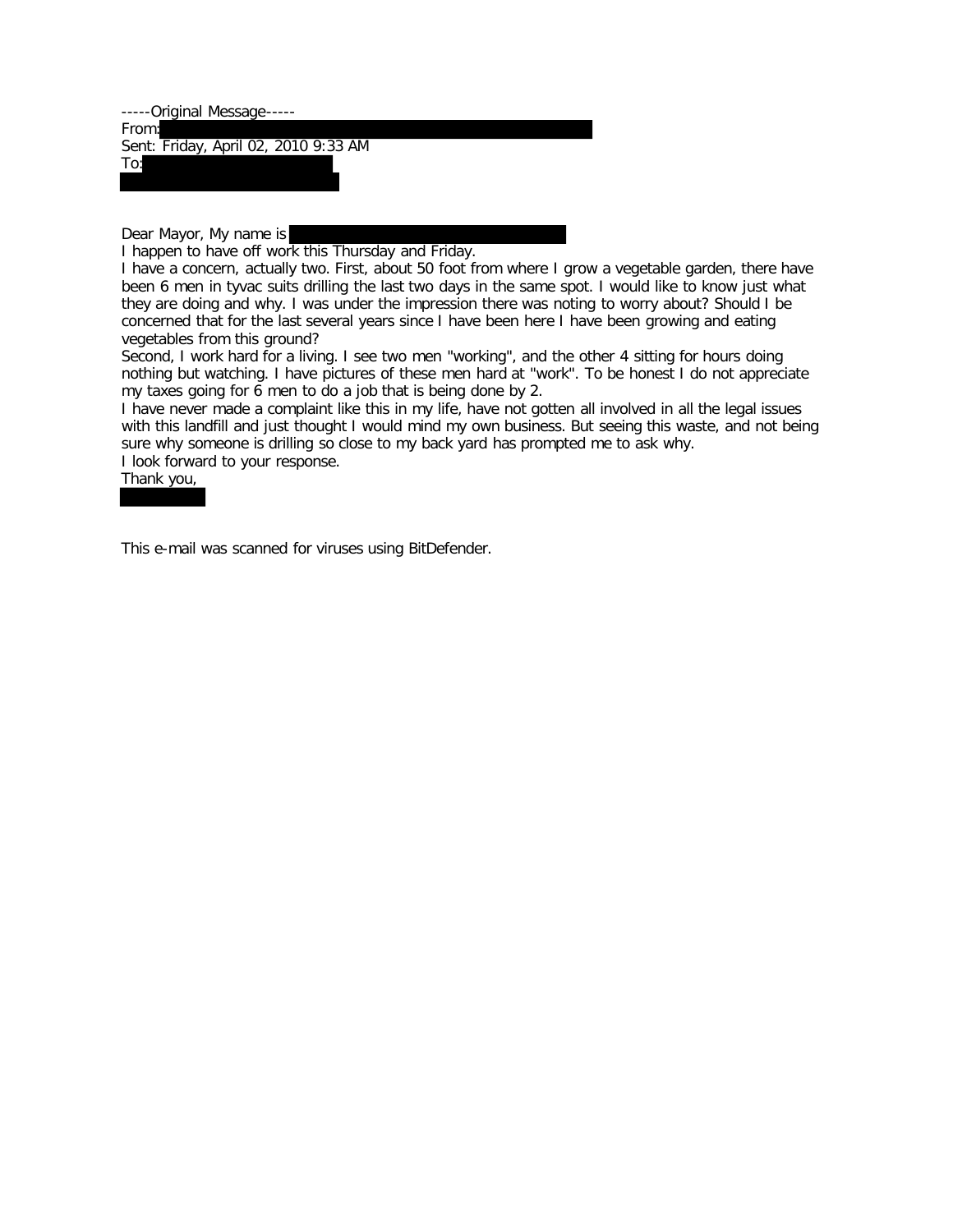-----Original Message-----
From:
Sent: Friday, April 02, 2010 9:33 AM
To:

Dear Mayor, My name is
I happen to have off work this Thursday and Friday.
I have a concern, actually two. First, about 50 foot from where I grow a vegetable garden, there have been 6 men in tyvac suits drilling the last two days in the same spot. I would like to know just what they are doing and why. I was under the impression there was noting to worry about? Should I be concerned that for the last several years since I have been here I have been growing and eating vegetables from this ground?
Second, I work hard for a living. I see two men "working", and the other 4 sitting for hours doing nothing but watching. I have pictures of these men hard at "work". To be honest I do not appreciate my taxes going for 6 men to do a job that is being done by 2.
I have never made a complaint like this in my life, have not gotten all involved in all the legal issues with this landfill and just thought I would mind my own business. But seeing this waste, and not being sure why someone is drilling so close to my back yard has prompted me to ask why.
I look forward to your response.
Thank you,

This e-mail was scanned for viruses using BitDefender.